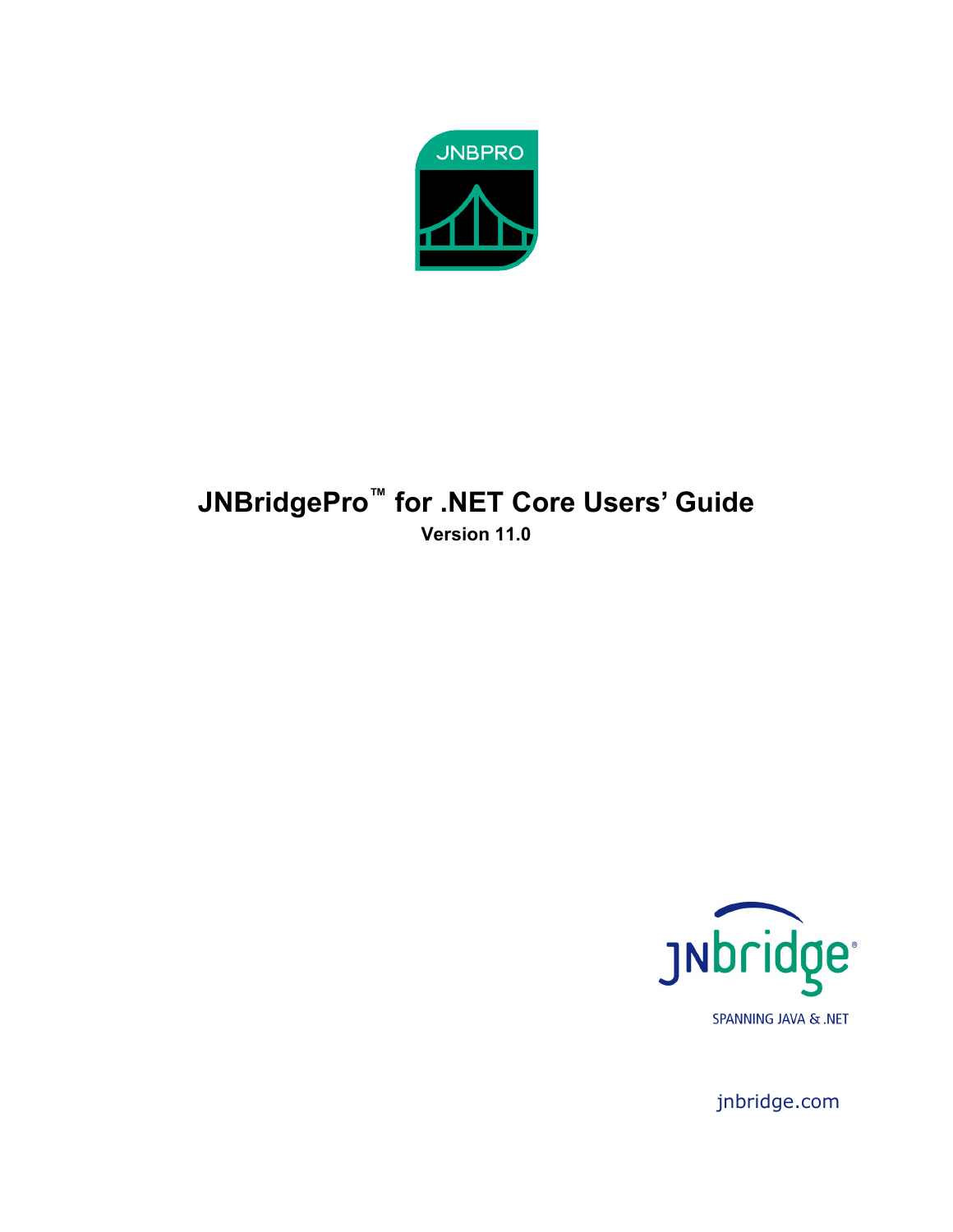# JNBridgePro™ for .NET Core Users' Guide

**Version 11.0**

jnbridge.com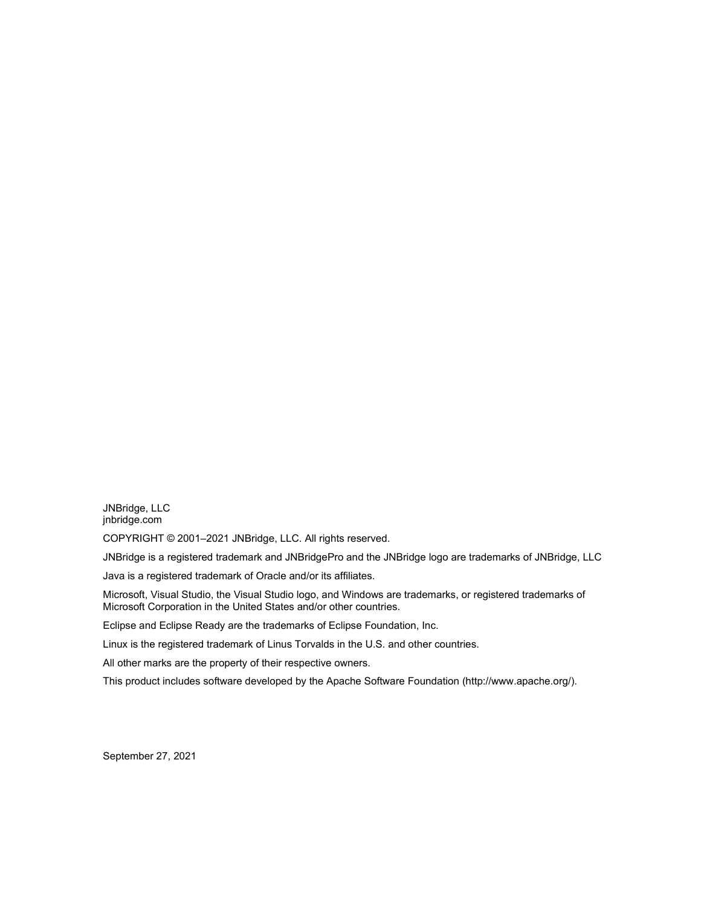JNBridge, LLC
jnbridge.com

COPYRIGHT © 2001–2021 JNBridge, LLC. All rights reserved.

JNBridge is a registered trademark and JNBridgePro and the JNBridge logo are trademarks of JNBridge, LLC

Java is a registered trademark of Oracle and/or its affiliates.

Microsoft, Visual Studio, the Visual Studio logo, and Windows are trademarks, or registered trademarks of Microsoft Corporation in the United States and/or other countries.

Eclipse and Eclipse Ready are the trademarks of Eclipse Foundation, Inc.

Linux is the registered trademark of Linus Torvalds in the U.S. and other countries.

All other marks are the property of their respective owners.

This product includes software developed by the Apache Software Foundation (http://www.apache.org/).

September 27, 2021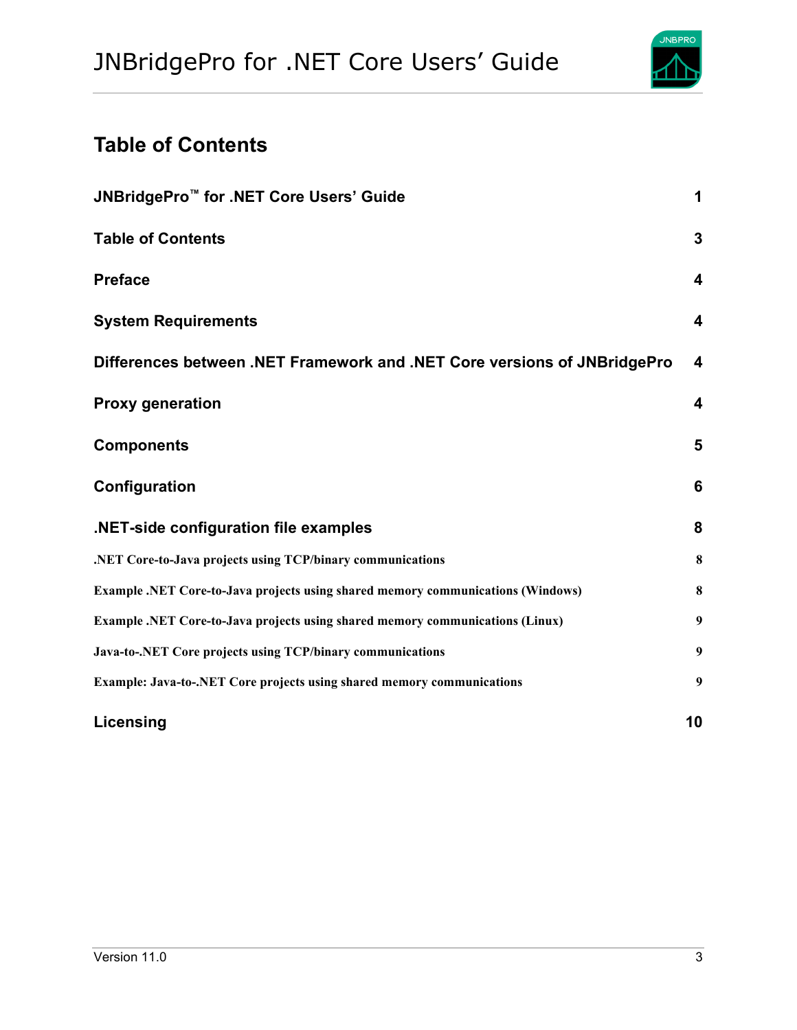# Table of Contents

| | |
|---|---|
| **JNBridgePro™ for .NET Core Users' Guide** | **1** |
| **Table of Contents** | **3** |
| **Preface** | **4** |
| **System Requirements** | **4** |
| **Differences between .NET Framework and .NET Core versions of JNBridgePro** | **4** |
| **Proxy generation** | **4** |
| **Components** | **5** |
| **Configuration** | **6** |
| **.NET-side configuration file examples** | **8** |
| .NET Core-to-Java projects using TCP/binary communications | 8 |
| Example .NET Core-to-Java projects using shared memory communications (Windows) | 8 |
| Example .NET Core-to-Java projects using shared memory communications (Linux) | 9 |
| Java-to-.NET Core projects using TCP/binary communications | 9 |
| Example: Java-to-.NET Core projects using shared memory communications | 9 |
| **Licensing** | **10** |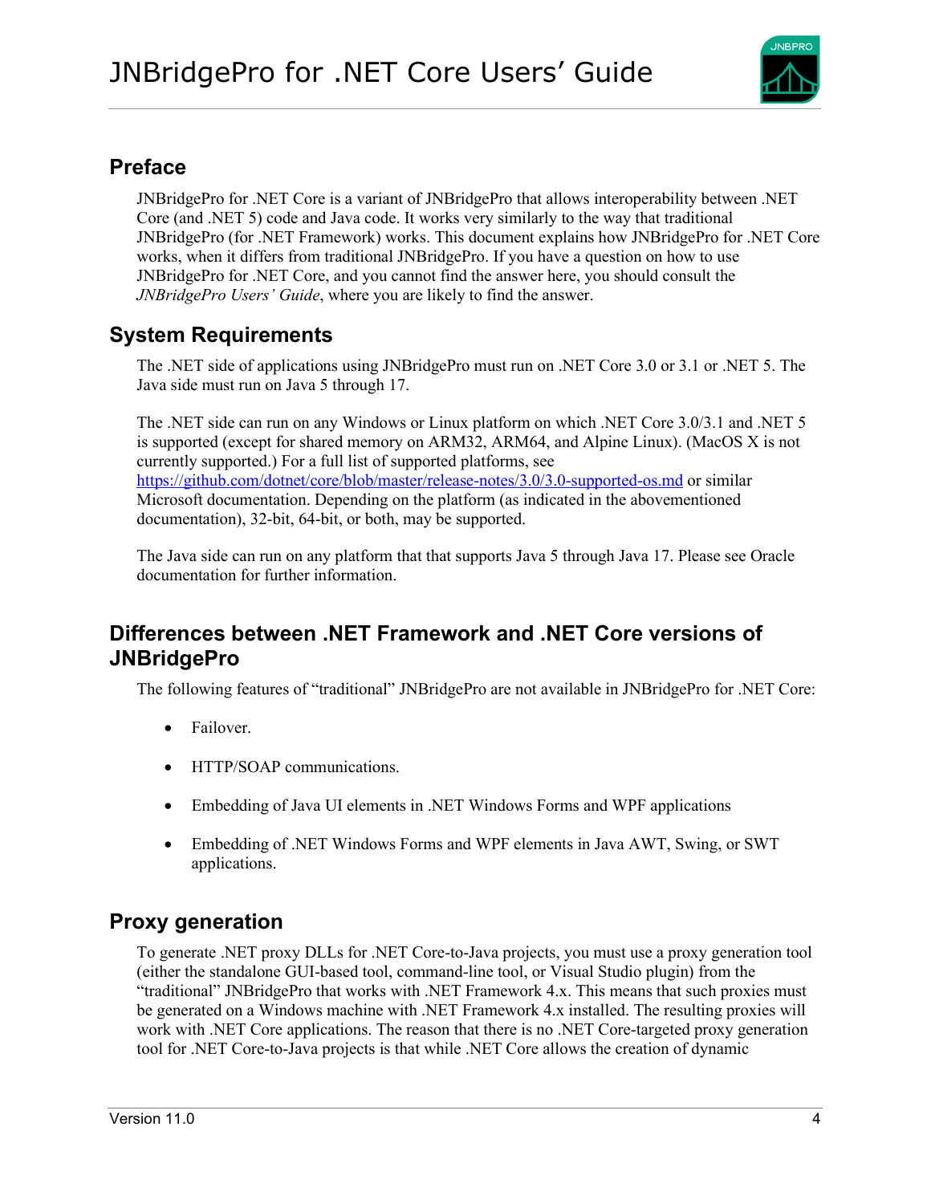## Preface

JNBridgePro for .NET Core is a variant of JNBridgePro that allows interoperability between .NET Core (and .NET 5) code and Java code. It works very similarly to the way that traditional JNBridgePro (for .NET Framework) works. This document explains how JNBridgePro for .NET Core works, when it differs from traditional JNBridgePro. If you have a question on how to use JNBridgePro for .NET Core, and you cannot find the answer here, you should consult the *JNBridgePro Users' Guide*, where you are likely to find the answer.

## System Requirements

The .NET side of applications using JNBridgePro must run on .NET Core 3.0 or 3.1 or .NET 5. The Java side must run on Java 5 through 17.

The .NET side can run on any Windows or Linux platform on which .NET Core 3.0/3.1 and .NET 5 is supported (except for shared memory on ARM32, ARM64, and Alpine Linux). (MacOS X is not currently supported.) For a full list of supported platforms, see https://github.com/dotnet/core/blob/master/release-notes/3.0/3.0-supported-os.md or similar Microsoft documentation. Depending on the platform (as indicated in the abovementioned documentation), 32-bit, 64-bit, or both, may be supported.

The Java side can run on any platform that that supports Java 5 through Java 17. Please see Oracle documentation for further information.

## Differences between .NET Framework and .NET Core versions of JNBridgePro

The following features of "traditional" JNBridgePro are not available in JNBridgePro for .NET Core:

- Failover.
- HTTP/SOAP communications.
- Embedding of Java UI elements in .NET Windows Forms and WPF applications
- Embedding of .NET Windows Forms and WPF elements in Java AWT, Swing, or SWT applications.

## Proxy generation

To generate .NET proxy DLLs for .NET Core-to-Java projects, you must use a proxy generation tool (either the standalone GUI-based tool, command-line tool, or Visual Studio plugin) from the "traditional" JNBridgePro that works with .NET Framework 4.x. This means that such proxies must be generated on a Windows machine with .NET Framework 4.x installed. The resulting proxies will work with .NET Core applications. The reason that there is no .NET Core-targeted proxy generation tool for .NET Core-to-Java projects is that while .NET Core allows the creation of dynamic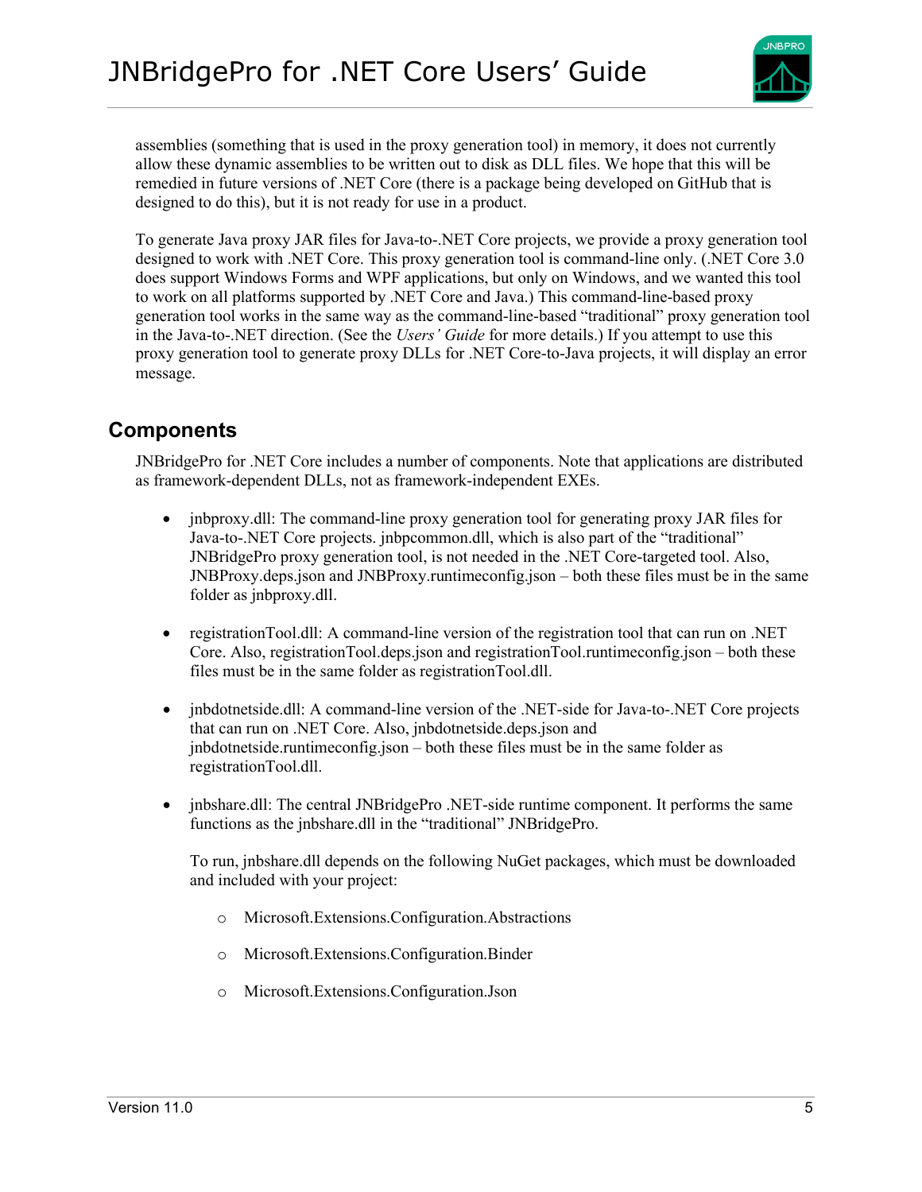assemblies (something that is used in the proxy generation tool) in memory, it does not currently allow these dynamic assemblies to be written out to disk as DLL files. We hope that this will be remedied in future versions of .NET Core (there is a package being developed on GitHub that is designed to do this), but it is not ready for use in a product.

To generate Java proxy JAR files for Java-to-.NET Core projects, we provide a proxy generation tool designed to work with .NET Core. This proxy generation tool is command-line only. (.NET Core 3.0 does support Windows Forms and WPF applications, but only on Windows, and we wanted this tool to work on all platforms supported by .NET Core and Java.) This command-line-based proxy generation tool works in the same way as the command-line-based "traditional" proxy generation tool in the Java-to-.NET direction. (See the *Users' Guide* for more details.) If you attempt to use this proxy generation tool to generate proxy DLLs for .NET Core-to-Java projects, it will display an error message.

## Components

JNBridgePro for .NET Core includes a number of components. Note that applications are distributed as framework-dependent DLLs, not as framework-independent EXEs.

- jnbproxy.dll: The command-line proxy generation tool for generating proxy JAR files for Java-to-.NET Core projects. jnbpcommon.dll, which is also part of the "traditional" JNBridgePro proxy generation tool, is not needed in the .NET Core-targeted tool. Also, JNBProxy.deps.json and JNBProxy.runtimeconfig.json – both these files must be in the same folder as jnbproxy.dll.

- registrationTool.dll: A command-line version of the registration tool that can run on .NET Core. Also, registrationTool.deps.json and registrationTool.runtimeconfig.json – both these files must be in the same folder as registrationTool.dll.

- jnbdotnetside.dll: A command-line version of the .NET-side for Java-to-.NET Core projects that can run on .NET Core. Also, jnbdotnetside.deps.json and jnbdotnetside.runtimeconfig.json – both these files must be in the same folder as registrationTool.dll.

- jnbshare.dll: The central JNBridgePro .NET-side runtime component. It performs the same functions as the jnbshare.dll in the "traditional" JNBridgePro.

  To run, jnbshare.dll depends on the following NuGet packages, which must be downloaded and included with your project:

  - Microsoft.Extensions.Configuration.Abstractions
  - Microsoft.Extensions.Configuration.Binder
  - Microsoft.Extensions.Configuration.Json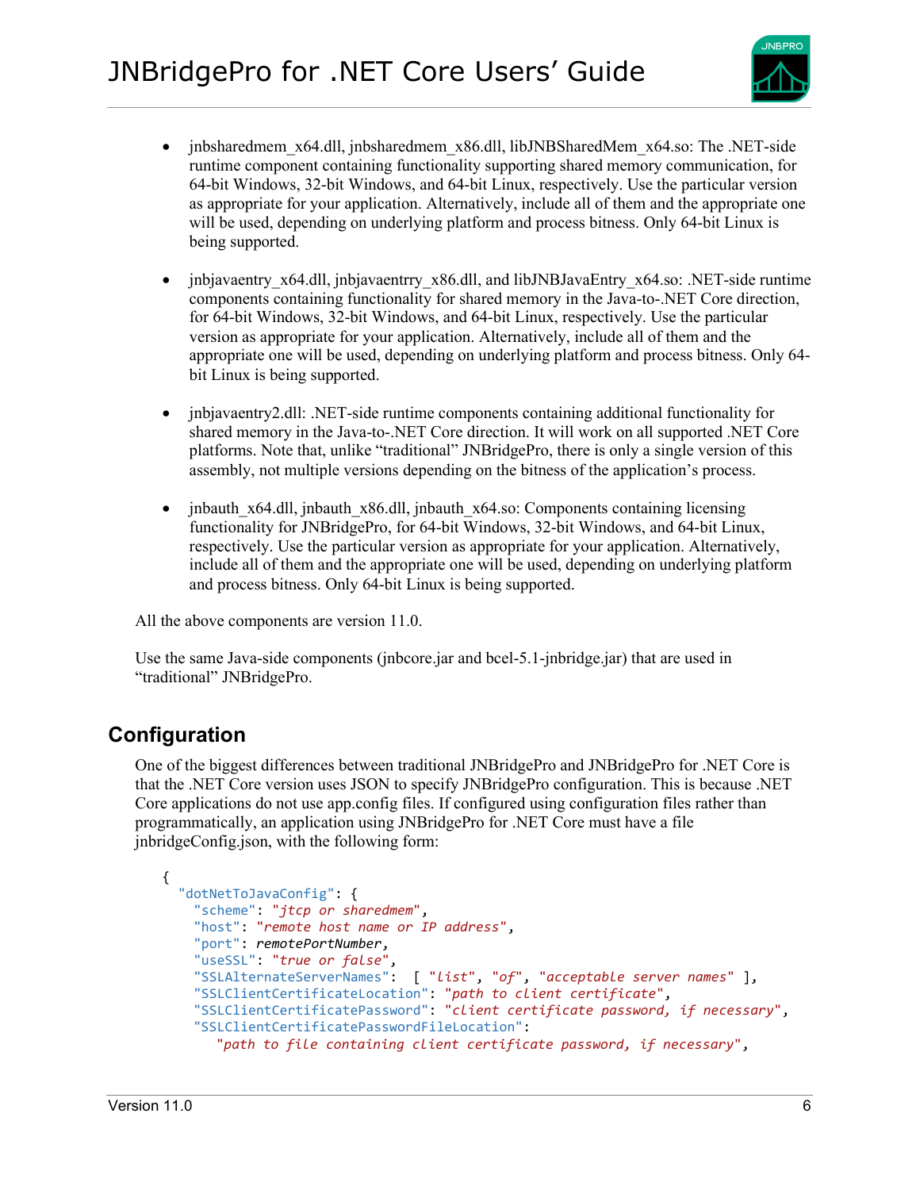- jnbsharedmem_x64.dll, jnbsharedmem_x86.dll, libJNBSharedMem_x64.so: The .NET-side runtime component containing functionality supporting shared memory communication, for 64-bit Windows, 32-bit Windows, and 64-bit Linux, respectively. Use the particular version as appropriate for your application. Alternatively, include all of them and the appropriate one will be used, depending on underlying platform and process bitness. Only 64-bit Linux is being supported.

- jnbjavaentry_x64.dll, jnbjavaentrry_x86.dll, and libJNBJavaEntry_x64.so: .NET-side runtime components containing functionality for shared memory in the Java-to-.NET Core direction, for 64-bit Windows, 32-bit Windows, and 64-bit Linux, respectively. Use the particular version as appropriate for your application. Alternatively, include all of them and the appropriate one will be used, depending on underlying platform and process bitness. Only 64-bit Linux is being supported.

- jnbjavaentry2.dll: .NET-side runtime components containing additional functionality for shared memory in the Java-to-.NET Core direction. It will work on all supported .NET Core platforms. Note that, unlike "traditional" JNBridgePro, there is only a single version of this assembly, not multiple versions depending on the bitness of the application's process.

- jnbauth_x64.dll, jnbauth_x86.dll, jnbauth_x64.so: Components containing licensing functionality for JNBridgePro, for 64-bit Windows, 32-bit Windows, and 64-bit Linux, respectively. Use the particular version as appropriate for your application. Alternatively, include all of them and the appropriate one will be used, depending on underlying platform and process bitness. Only 64-bit Linux is being supported.

All the above components are version 11.0.

Use the same Java-side components (jnbcore.jar and bcel-5.1-jnbridge.jar) that are used in "traditional" JNBridgePro.

## Configuration

One of the biggest differences between traditional JNBridgePro and JNBridgePro for .NET Core is that the .NET Core version uses JSON to specify JNBridgePro configuration. This is because .NET Core applications do not use app.config files. If configured using configuration files rather than programmatically, an application using JNBridgePro for .NET Core must have a file jnbridgeConfig.json, with the following form:

```
{
  "dotNetToJavaConfig": {
    "scheme": "jtcp or sharedmem",
    "host": "remote host name or IP address",
    "port": remotePortNumber,
    "useSSL": "true or false",
    "SSLAlternateServerNames":  [ "list", "of", "acceptable server names" ],
    "SSLClientCertificateLocation": "path to client certificate",
    "SSLClientCertificatePassword": "client certificate password, if necessary",
    "SSLClientCertificatePasswordFileLocation":
       "path to file containing client certificate password, if necessary",
```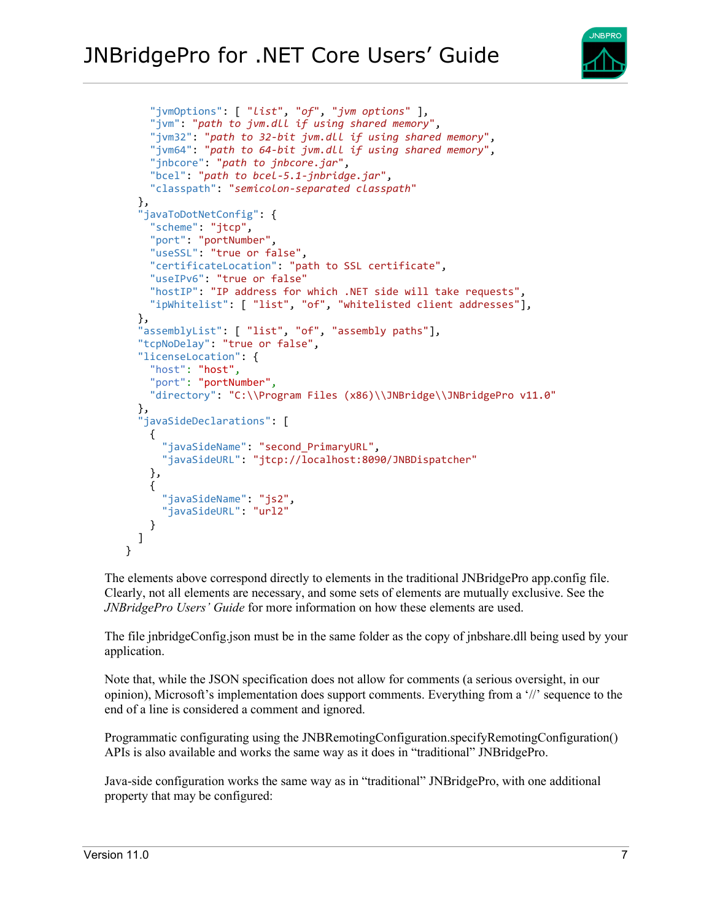```
      "jvmOptions": [ "list", "of", "jvm options" ],
      "jvm": "path to jvm.dll if using shared memory",
      "jvm32": "path to 32-bit jvm.dll if using shared memory",
      "jvm64": "path to 64-bit jvm.dll if using shared memory",
      "jnbcore": "path to jnbcore.jar",
      "bcel": "path to bcel-5.1-jnbridge.jar",
      "classpath": "semicolon-separated classpath"
    },
    "javaToDotNetConfig": {
      "scheme": "jtcp",
      "port": "portNumber",
      "useSSL": "true or false",
      "certificateLocation": "path to SSL certificate",
      "useIPv6": "true or false"
      "hostIP": "IP address for which .NET side will take requests",
      "ipWhitelist": [ "list", "of", "whitelisted client addresses"],
    },
    "assemblyList": [ "list", "of", "assembly paths"],
    "tcpNoDelay": "true or false",
    "licenseLocation": {
      "host": "host",
      "port": "portNumber",
      "directory": "C:\\Program Files (x86)\\JNBridge\\JNBridgePro v11.0"
    },
    "javaSideDeclarations": [
      {
        "javaSideName": "second_PrimaryURL",
        "javaSideURL": "jtcp://localhost:8090/JNBDispatcher"
      },
      {
        "javaSideName": "js2",
        "javaSideURL": "url2"
      }
    ]
  }
```

The elements above correspond directly to elements in the traditional JNBridgePro app.config file. Clearly, not all elements are necessary, and some sets of elements are mutually exclusive. See the *JNBridgePro Users' Guide* for more information on how these elements are used.

The file jnbridgeConfig.json must be in the same folder as the copy of jnbshare.dll being used by your application.

Note that, while the JSON specification does not allow for comments (a serious oversight, in our opinion), Microsoft's implementation does support comments. Everything from a '//' sequence to the end of a line is considered a comment and ignored.

Programmatic configurating using the JNBRemotingConfiguration.specifyRemotingConfiguration() APIs is also available and works the same way as it does in "traditional" JNBridgePro.

Java-side configuration works the same way as in "traditional" JNBridgePro, with one additional property that may be configured: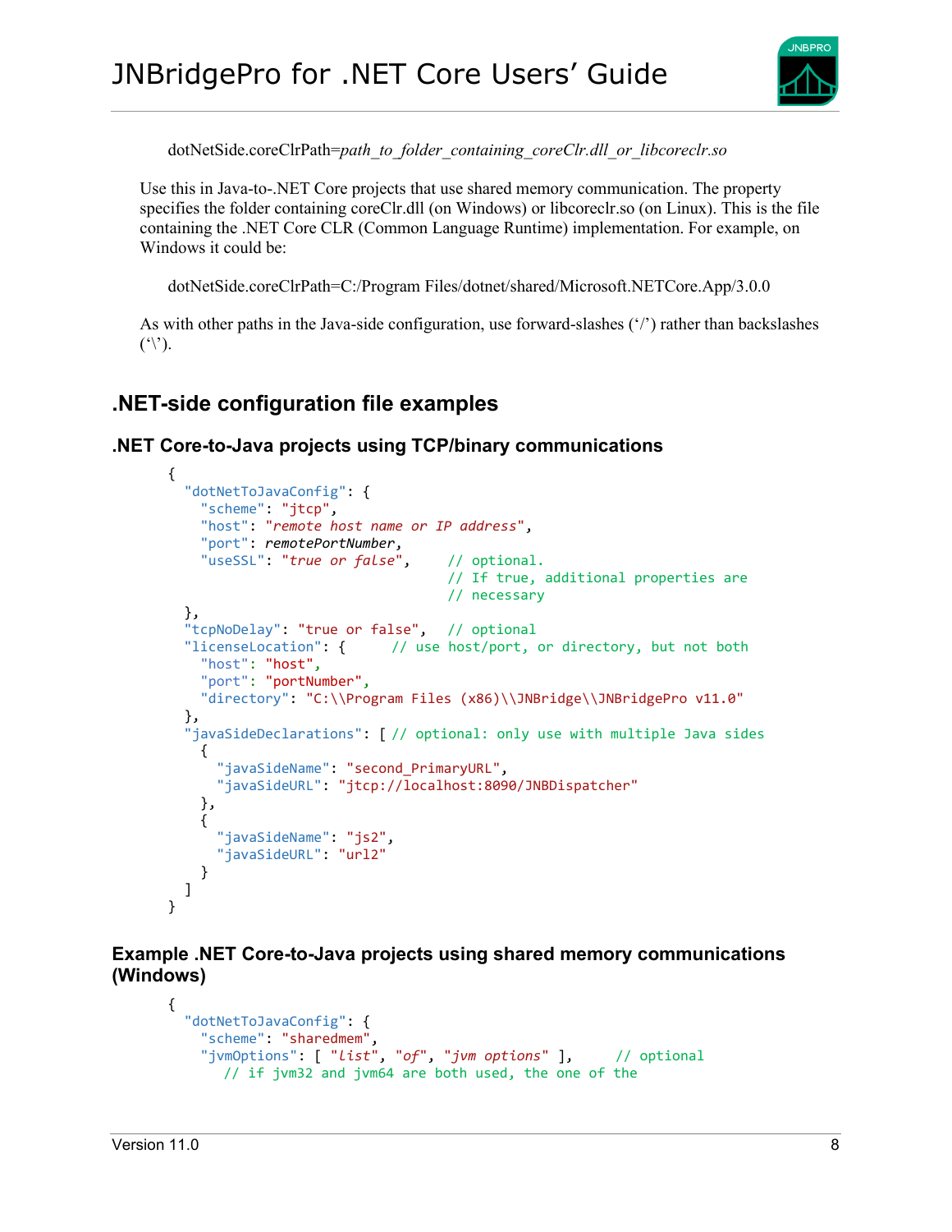dotNetSide.coreClrPath=*path_to_folder_containing_coreClr.dll_or_libcoreclr.so*

Use this in Java-to-.NET Core projects that use shared memory communication. The property specifies the folder containing coreClr.dll (on Windows) or libcoreclr.so (on Linux). This is the file containing the .NET Core CLR (Common Language Runtime) implementation. For example, on Windows it could be:

dotNetSide.coreClrPath=C:/Program Files/dotnet/shared/Microsoft.NETCore.App/3.0.0

As with other paths in the Java-side configuration, use forward-slashes ('/') rather than backslashes ('\').

## .NET-side configuration file examples

### .NET Core-to-Java projects using TCP/binary communications

```
{
  "dotNetToJavaConfig": {
    "scheme": "jtcp",
    "host": "remote host name or IP address",
    "port": remotePortNumber,
    "useSSL": "true or false",     // optional.
                                   // If true, additional properties are
                                   // necessary
  },
  "tcpNoDelay": "true or false",   // optional
  "licenseLocation": {      // use host/port, or directory, but not both
    "host": "host",
    "port": "portNumber",
    "directory": "C:\\Program Files (x86)\\JNBridge\\JNBridgePro v11.0"
  },
  "javaSideDeclarations": [ // optional: only use with multiple Java sides
    {
      "javaSideName": "second_PrimaryURL",
      "javaSideURL": "jtcp://localhost:8090/JNBDispatcher"
    },
    {
      "javaSideName": "js2",
      "javaSideURL": "url2"
    }
  ]
}
```

### Example .NET Core-to-Java projects using shared memory communications (Windows)

```
{
  "dotNetToJavaConfig": {
    "scheme": "sharedmem",
    "jvmOptions": [ "list", "of", "jvm options" ],     // optional
       // if jvm32 and jvm64 are both used, the one of the
```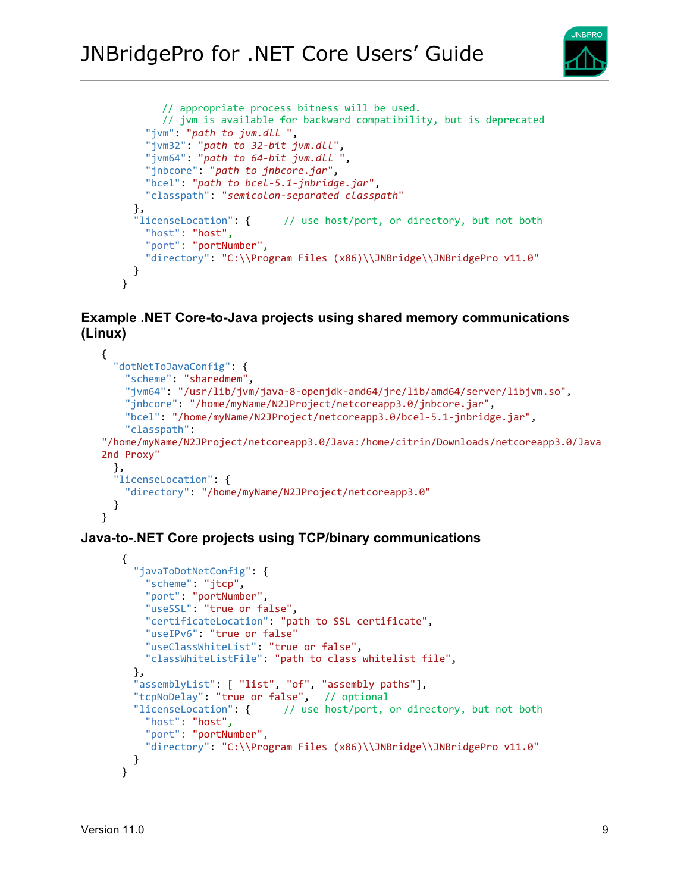```
            // appropriate process bitness will be used.
            // jvm is available for backward compatibility, but is deprecated
         "jvm": "path to jvm.dll ",
         "jvm32": "path to 32-bit jvm.dll",
         "jvm64": "path to 64-bit jvm.dll ",
         "jnbcore": "path to jnbcore.jar",
         "bcel": "path to bcel-5.1-jnbridge.jar",
         "classpath": "semicolon-separated classpath"
       },
       "licenseLocation": {      // use host/port, or directory, but not both
         "host": "host",
         "port": "portNumber",
         "directory": "C:\\Program Files (x86)\\JNBridge\\JNBridgePro v11.0"
       }
     }
```

### Example .NET Core-to-Java projects using shared memory communications (Linux)

```
{
  "dotNetToJavaConfig": {
    "scheme": "sharedmem",
    "jvm64": "/usr/lib/jvm/java-8-openjdk-amd64/jre/lib/amd64/server/libjvm.so",
    "jnbcore": "/home/myName/N2JProject/netcoreapp3.0/jnbcore.jar",
    "bcel": "/home/myName/N2JProject/netcoreapp3.0/bcel-5.1-jnbridge.jar",
    "classpath":
"/home/myName/N2JProject/netcoreapp3.0/Java:/home/citrin/Downloads/netcoreapp3.0/Java
2nd Proxy"
  },
  "licenseLocation": {
    "directory": "/home/myName/N2JProject/netcoreapp3.0"
  }
}
```

### Java-to-.NET Core projects using TCP/binary communications

```
     {
       "javaToDotNetConfig": {
         "scheme": "jtcp",
         "port": "portNumber",
         "useSSL": "true or false",
         "certificateLocation": "path to SSL certificate",
         "useIPv6": "true or false"
         "useClassWhiteList": "true or false",
         "classWhiteListFile": "path to class whitelist file",
       },
       "assemblyList": [ "list", "of", "assembly paths"],
       "tcpNoDelay": "true or false",   // optional
       "licenseLocation": {      // use host/port, or directory, but not both
         "host": "host",
         "port": "portNumber",
         "directory": "C:\\Program Files (x86)\\JNBridge\\JNBridgePro v11.0"
       }
     }
```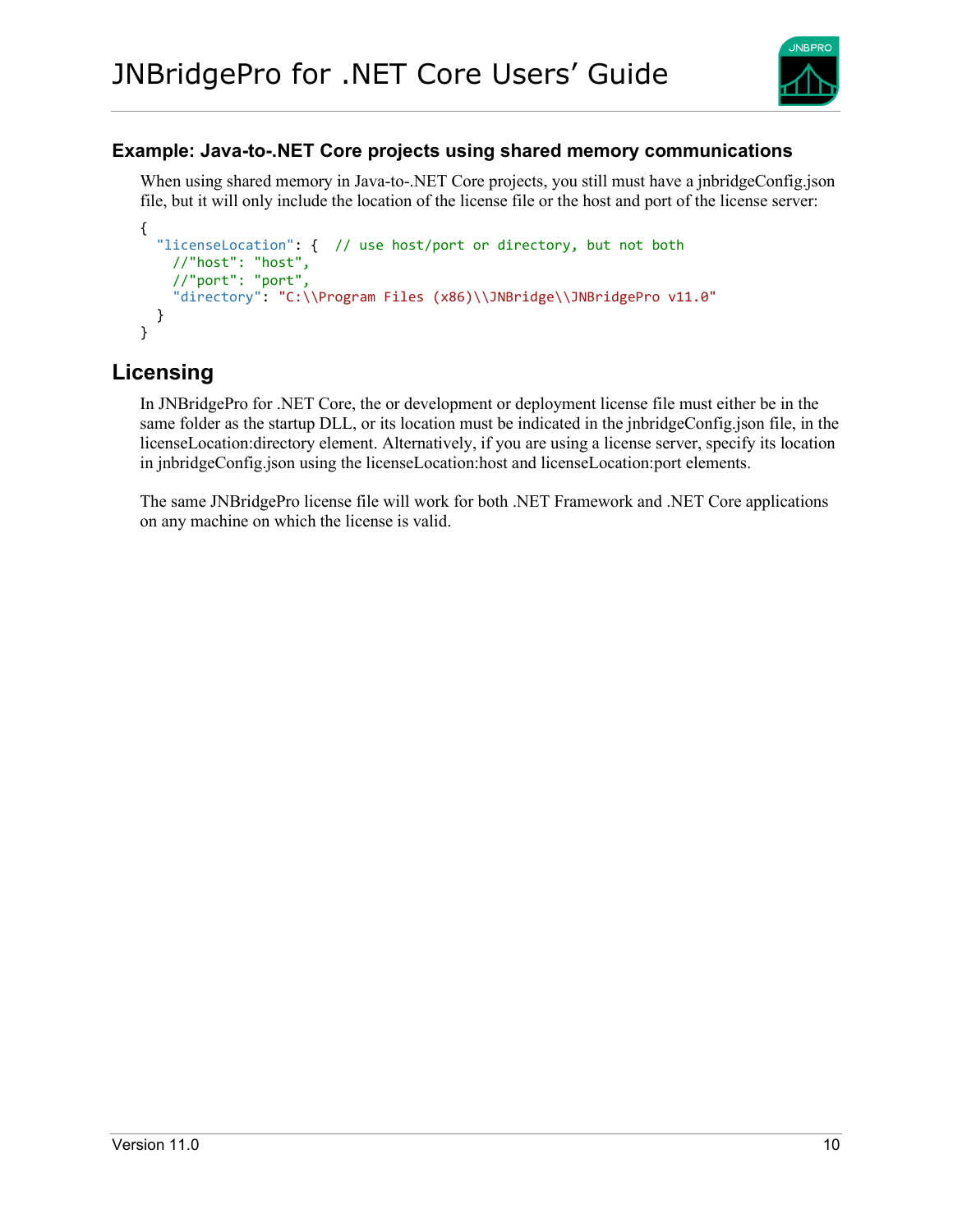### Example: Java-to-.NET Core projects using shared memory communications

When using shared memory in Java-to-.NET Core projects, you still must have a jnbridgeConfig.json file, but it will only include the location of the license file or the host and port of the license server:

```
{
  "licenseLocation": {  // use host/port or directory, but not both
    //"host": "host",
    //"port": "port",
    "directory": "C:\\Program Files (x86)\\JNBridge\\JNBridgePro v11.0"
  }
}
```

## Licensing

In JNBridgePro for .NET Core, the or development or deployment license file must either be in the same folder as the startup DLL, or its location must be indicated in the jnbridgeConfig.json file, in the licenseLocation:directory element. Alternatively, if you are using a license server, specify its location in jnbridgeConfig.json using the licenseLocation:host and licenseLocation:port elements.

The same JNBridgePro license file will work for both .NET Framework and .NET Core applications on any machine on which the license is valid.